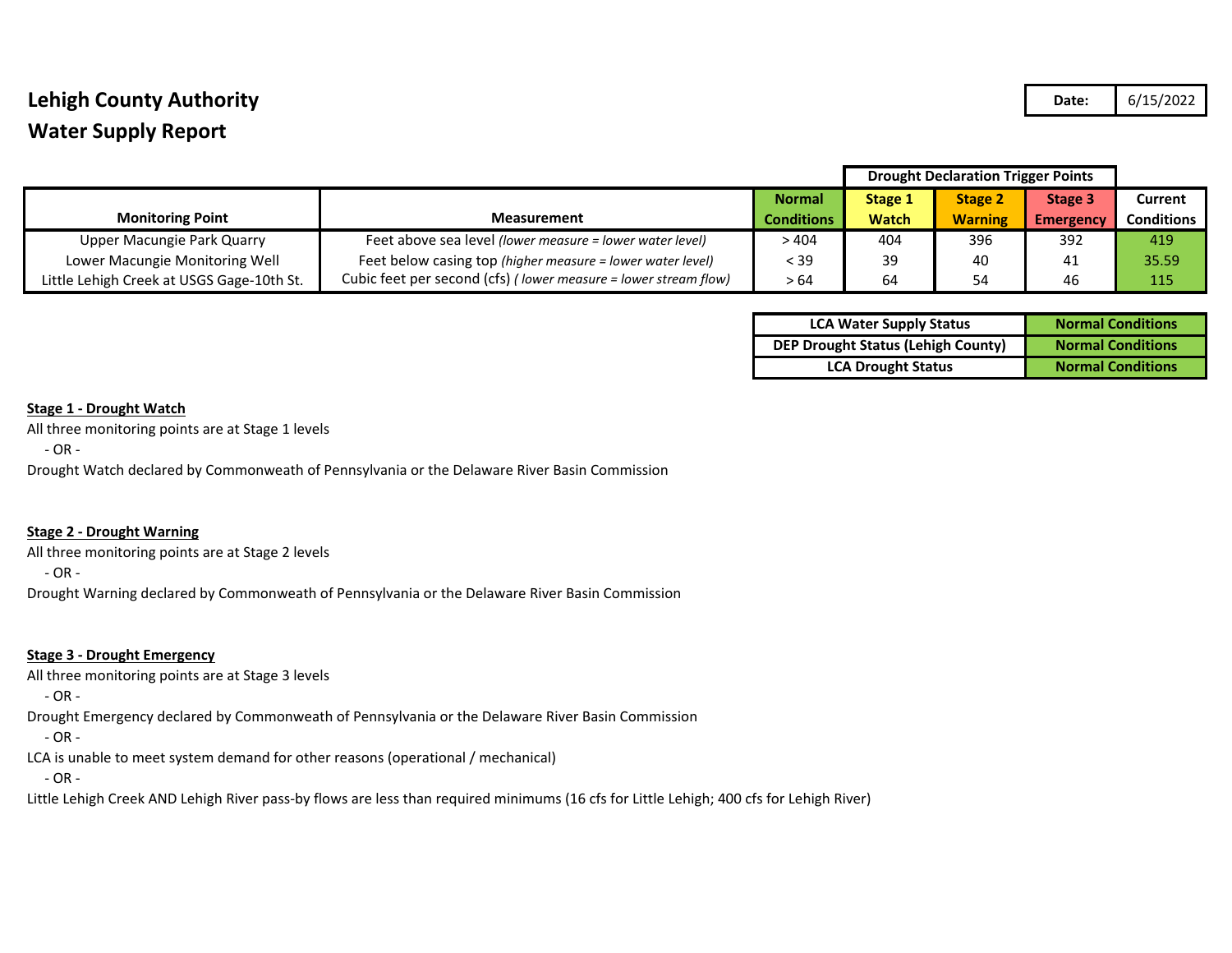# Lehigh County Authority
## Water Supply Report

| Date: | 6/15/2022 |
|---|---|

| Monitoring Point | Measurement | Normal Conditions | Drought Declaration Trigger Points: Stage 1 Watch | Stage 2 Warning | Stage 3 Emergency | Current Conditions |
|---|---|---|---|---|---|---|
| Upper Macungie Park Quarry | Feet above sea level *(lower measure = lower water level)* | > 404 | 404 | 396 | 392 | 419 |
| Lower Macungie Monitoring Well | Feet below casing top *(higher measure = lower water level)* | < 39 | 39 | 40 | 41 | 35.59 |
| Little Lehigh Creek at USGS Gage-10th St. | Cubic feet per second (cfs) *( lower measure = lower stream flow)* | > 64 | 64 | 54 | 46 | 115 |

| | |
|---|---|
| **LCA Water Supply Status** | **Normal Conditions** |
| **DEP Drought Status (Lehigh County)** | **Normal Conditions** |
| **LCA Drought Status** | **Normal Conditions** |

**Stage 1 - Drought Watch**

All three monitoring points are at Stage 1 levels

- OR -

Drought Watch declared by Commonweath of Pennsylvania or the Delaware River Basin Commission

**Stage 2 - Drought Warning**

All three monitoring points are at Stage 2 levels

- OR -

Drought Warning declared by Commonweath of Pennsylvania or the Delaware River Basin Commission

**Stage 3 - Drought Emergency**

All three monitoring points are at Stage 3 levels

- OR -

Drought Emergency declared by Commonweath of Pennsylvania or the Delaware River Basin Commission

- OR -

LCA is unable to meet system demand for other reasons (operational / mechanical)

- OR -

Little Lehigh Creek AND Lehigh River pass-by flows are less than required minimums (16 cfs for Little Lehigh; 400 cfs for Lehigh River)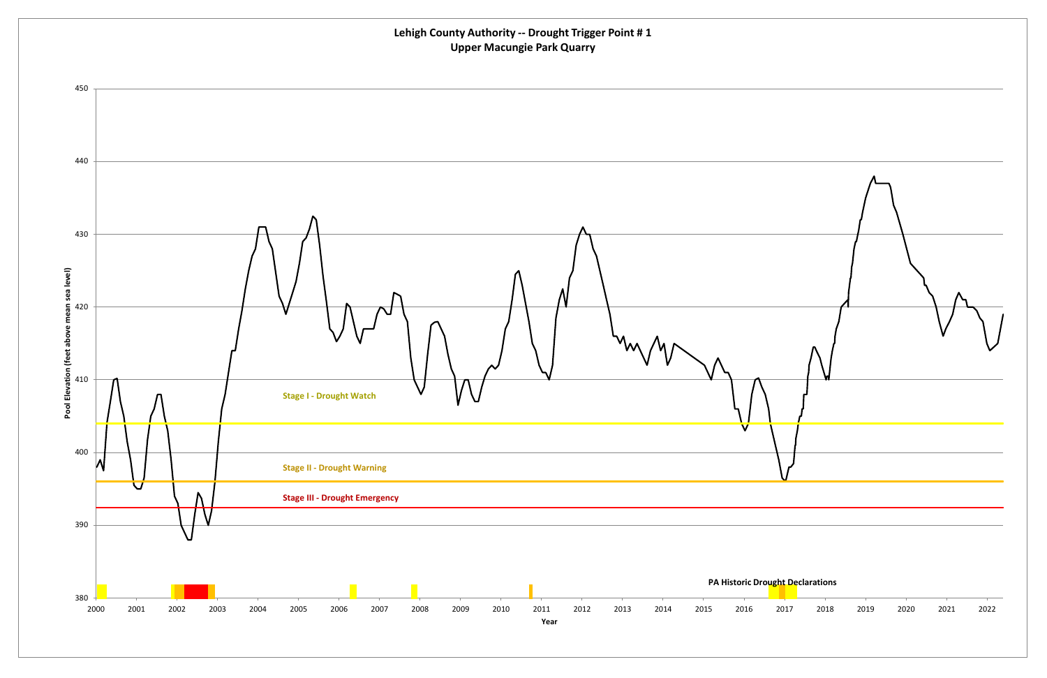**Lehigh County Authority -- Drought Trigger Point # 1**
**Upper Macungie Park Quarry**

Pool Elevation (feet above mean sea level)

450

440

430

420

410

400

390

380

Stage I - Drought Watch

Stage II - Drought Warning

Stage III - Drought Emergency

PA Historic Drought Declarations

2000 2001 2002 2003 2004 2005 2006 2007 2008 2009 2010 2011 2012 2013 2014 2015 2016 2017 2018 2019 2020 2021 2022

Year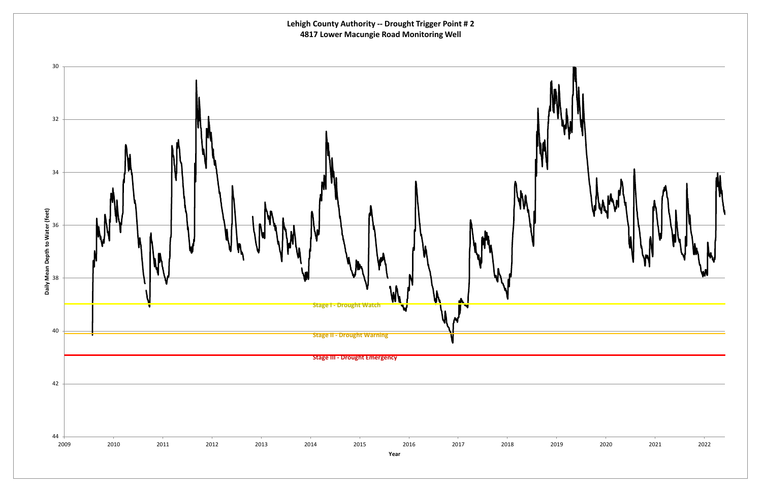# Lehigh County Authority -- Drought Trigger Point # 2
## 4817 Lower Macungie Road Monitoring Well

Daily Mean Depth to Water (feet)

30
32
34
36
38
40
42
44

Stage I - Drought Watch

Stage II - Drought Warning

Stage III - Drought Emergency

2009 2010 2011 2012 2013 2014 2015 2016 2017 2018 2019 2020 2021 2022

Year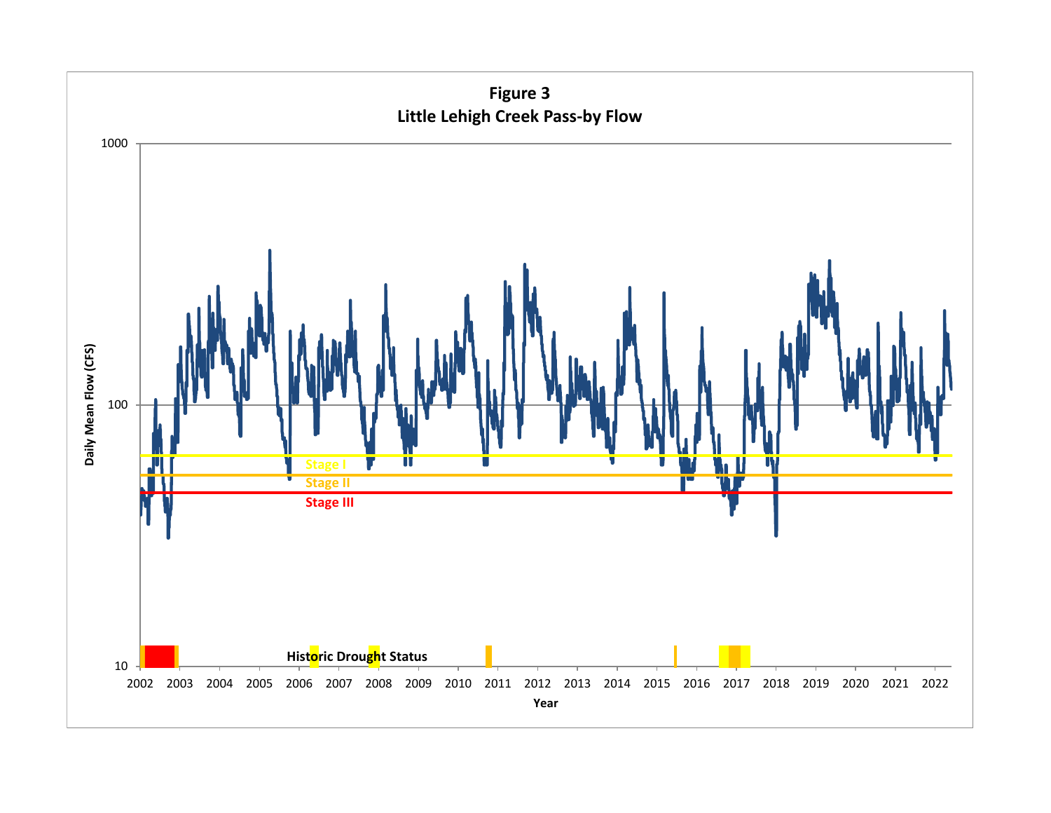# Figure 3
## Little Lehigh Creek Pass-by Flow

Daily Mean Flow (CFS)

1000

100

10

Stage I

Stage II

Stage III

Historic Drought Status

2002 2003 2004 2005 2006 2007 2008 2009 2010 2011 2012 2013 2014 2015 2016 2017 2018 2019 2020 2021 2022

Year